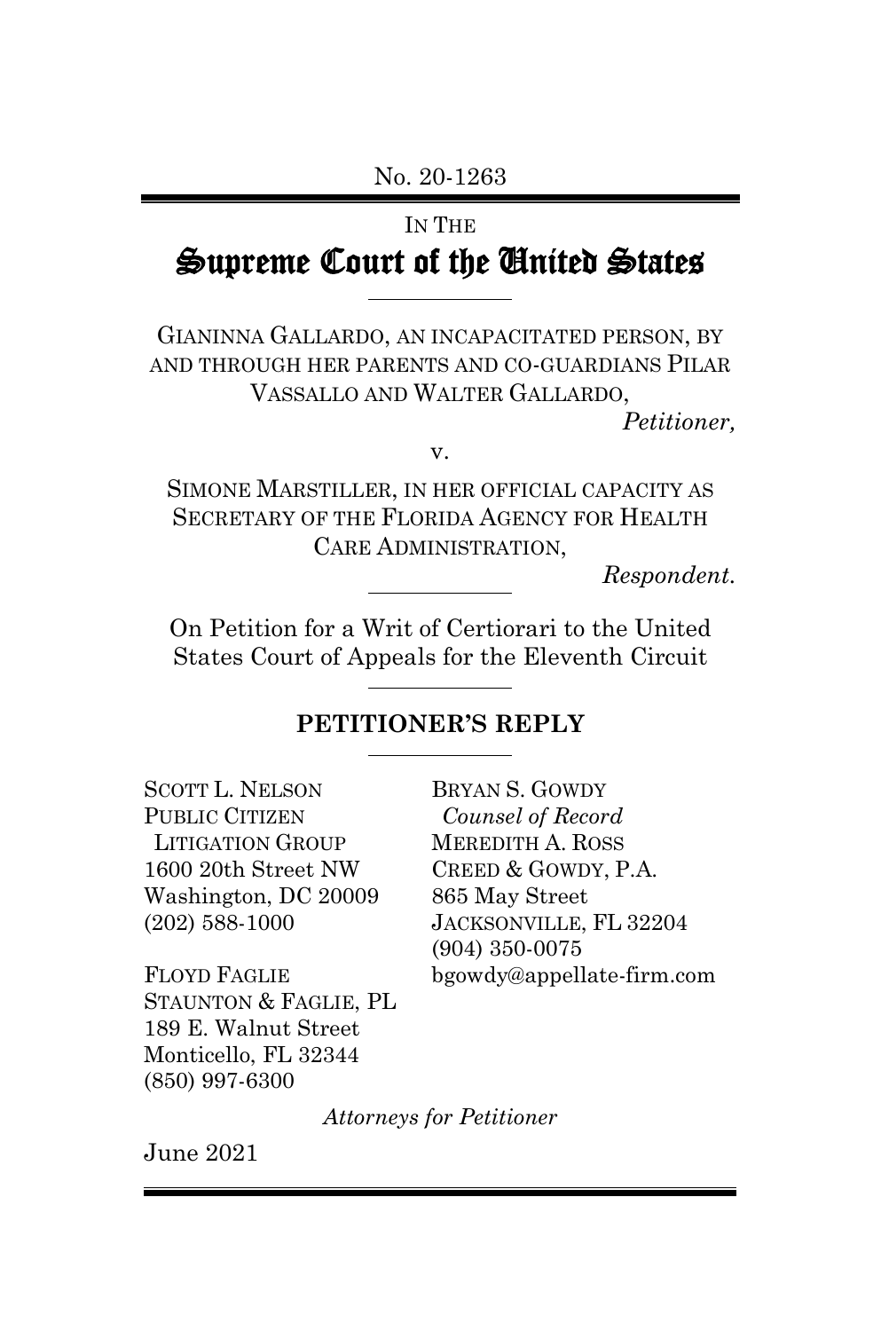No. 20-1263

IN THE

# Supreme Court of the United States

GIANINNA GALLARDO, AN INCAPACITATED PERSON, BY AND THROUGH HER PARENTS AND CO-GUARDIANS PILAR VASSALLO AND WALTER GALLARDO,

*Petitioner,*

v.

SIMONE MARSTILLER, IN HER OFFICIAL CAPACITY AS SECRETARY OF THE FLORIDA AGENCY FOR HEALTH CARE ADMINISTRATION,

*Respondent.*

On Petition for a Writ of Certiorari to the United States Court of Appeals for the Eleventh Circuit

## PETITIONER'S REPLY

SCOTT L. NELSON
PUBLIC CITIZEN
LITIGATION GROUP
1600 20th Street NW
Washington, DC 20009
(202) 588-1000

FLOYD FAGLIE
STAUNTON & FAGLIE, PL
189 E. Walnut Street
Monticello, FL 32344
(850) 997-6300

BRYAN S. GOWDY
*Counsel of Record*
MEREDITH A. ROSS
CREED & GOWDY, P.A.
865 May Street
JACKSONVILLE, FL 32204
(904) 350-0075
bgowdy@appellate-firm.com

*Attorneys for Petitioner*

June 2021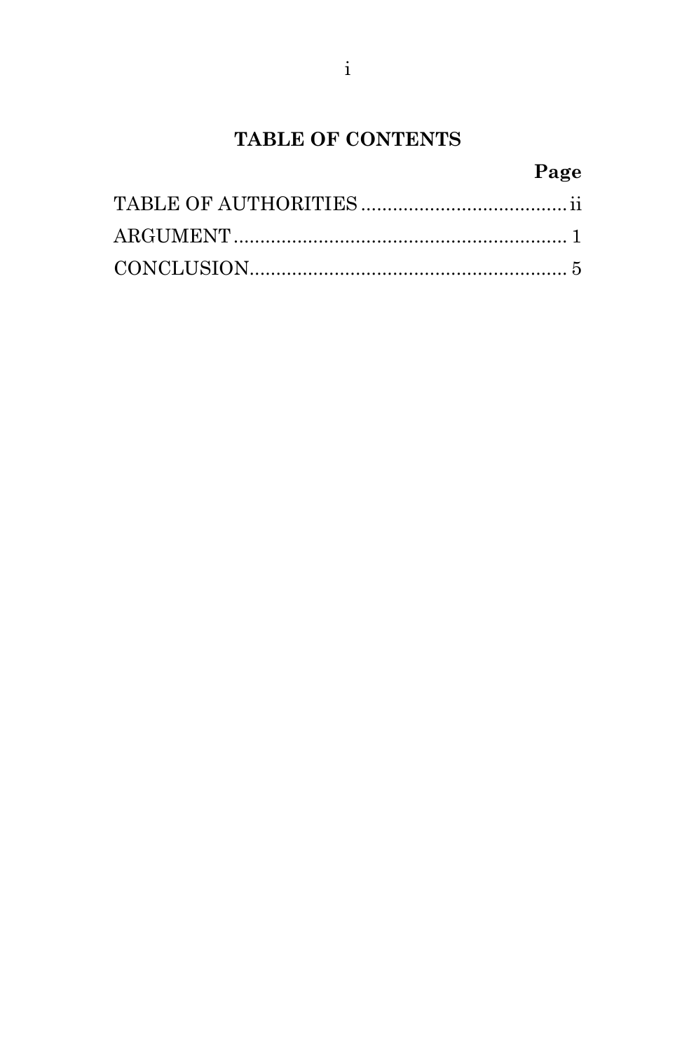## TABLE OF CONTENTS

| | Page |
|---|---|
| TABLE OF AUTHORITIES | ii |
| ARGUMENT | 1 |
| CONCLUSION | 5 |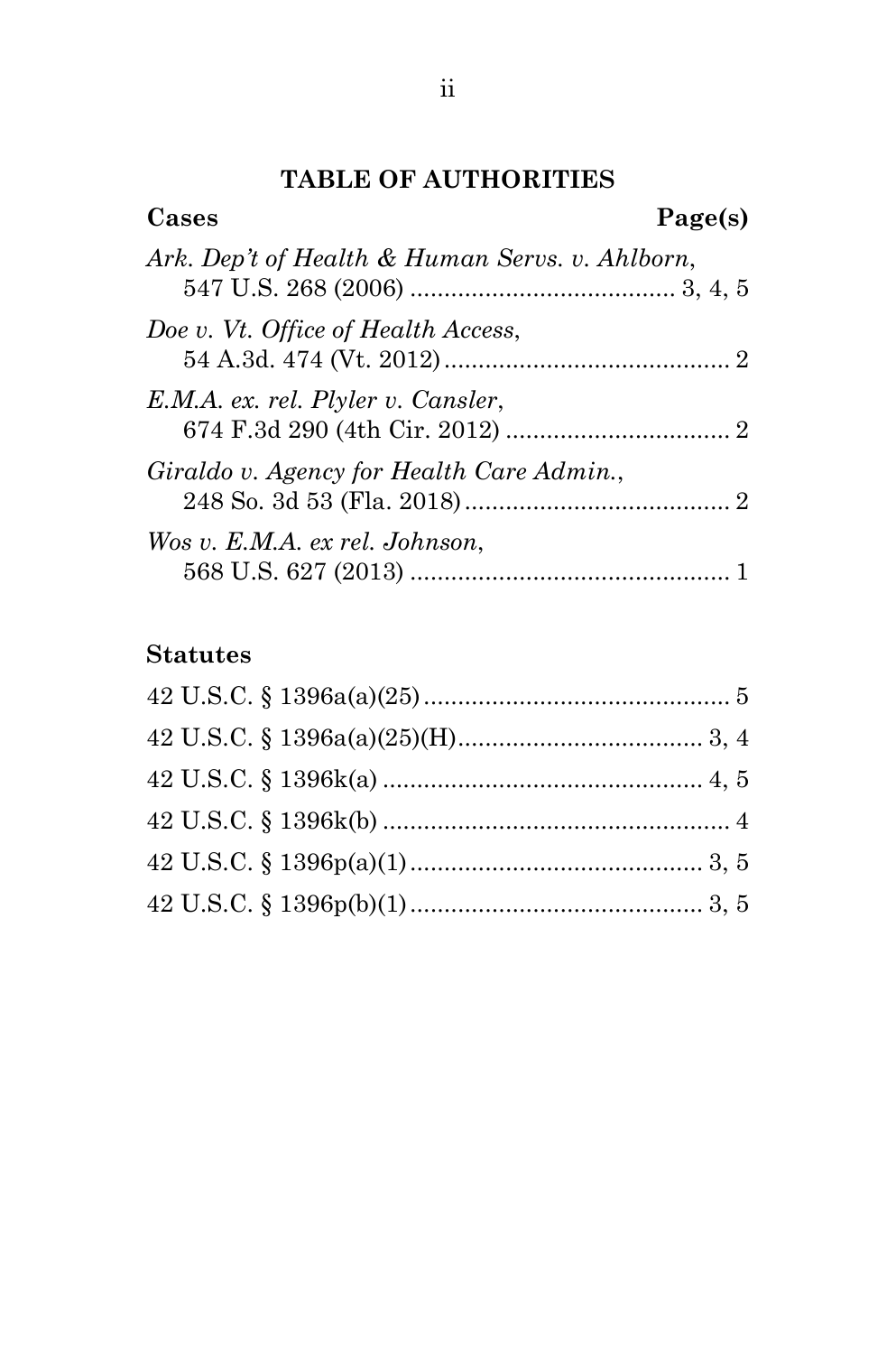## TABLE OF AUTHORITIES

**Cases** **Page(s)**

*Ark. Dep't of Health & Human Servs. v. Ahlborn*,
547 U.S. 268 (2006) ....................................... 3, 4, 5

*Doe v. Vt. Office of Health Access*,
54 A.3d. 474 (Vt. 2012) .......................................... 2

*E.M.A. ex. rel. Plyler v. Cansler*,
674 F.3d 290 (4th Cir. 2012) ................................. 2

*Giraldo v. Agency for Health Care Admin.*,
248 So. 3d 53 (Fla. 2018) ....................................... 2

*Wos v. E.M.A. ex rel. Johnson*,
568 U.S. 627 (2013) ............................................... 1

**Statutes**

42 U.S.C. § 1396a(a)(25) ............................................. 5

42 U.S.C. § 1396a(a)(25)(H).................................... 3, 4

42 U.S.C. § 1396k(a) ............................................... 4, 5

42 U.S.C. § 1396k(b) ................................................... 4

42 U.S.C. § 1396p(a)(1) ........................................... 3, 5

42 U.S.C. § 1396p(b)(1) ........................................... 3, 5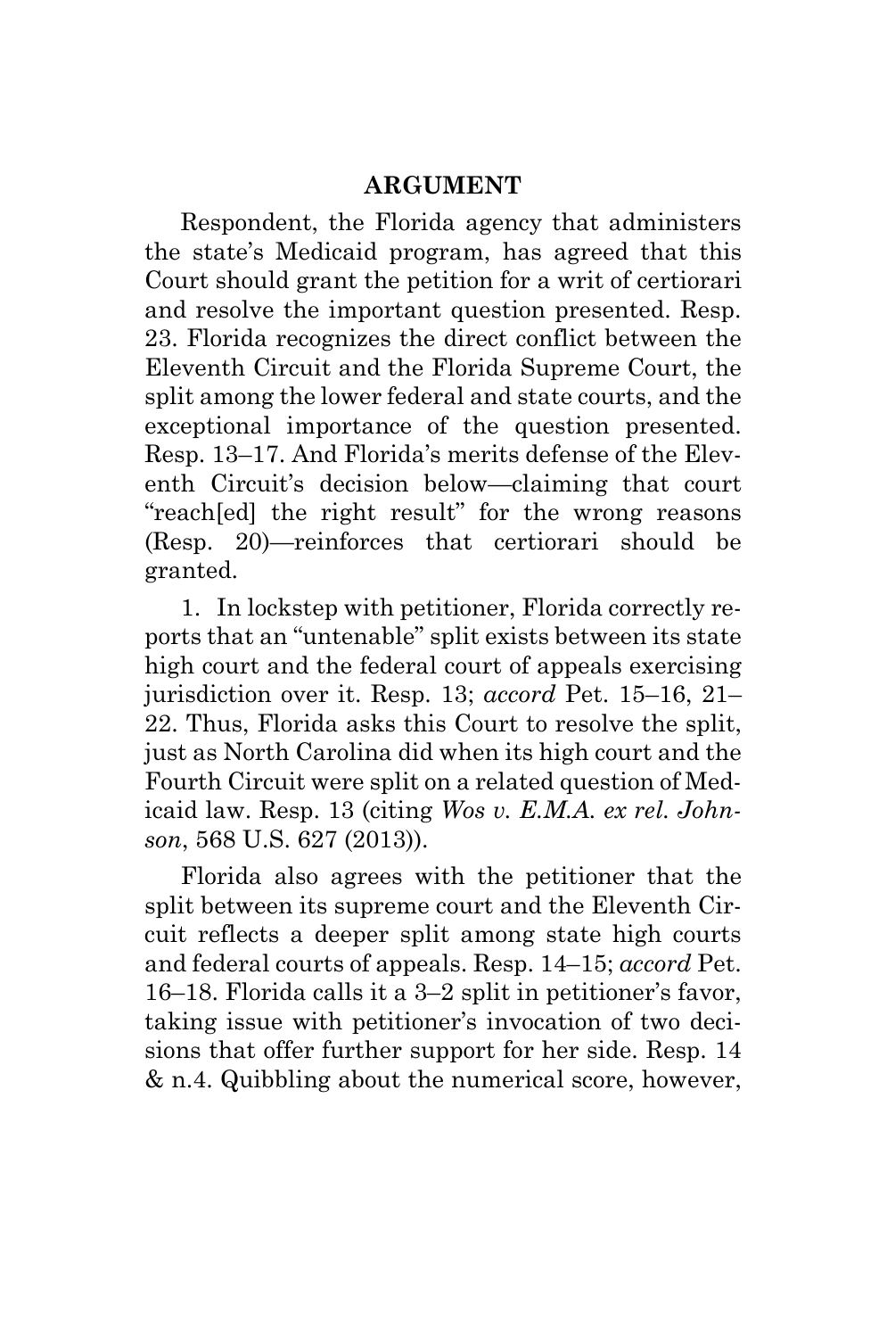## ARGUMENT

Respondent, the Florida agency that administers the state's Medicaid program, has agreed that this Court should grant the petition for a writ of certiorari and resolve the important question presented. Resp. 23. Florida recognizes the direct conflict between the Eleventh Circuit and the Florida Supreme Court, the split among the lower federal and state courts, and the exceptional importance of the question presented. Resp. 13–17. And Florida's merits defense of the Eleventh Circuit's decision below—claiming that court "reach[ed] the right result" for the wrong reasons (Resp. 20)—reinforces that certiorari should be granted.

1. In lockstep with petitioner, Florida correctly reports that an "untenable" split exists between its state high court and the federal court of appeals exercising jurisdiction over it. Resp. 13; *accord* Pet. 15–16, 21–22. Thus, Florida asks this Court to resolve the split, just as North Carolina did when its high court and the Fourth Circuit were split on a related question of Medicaid law. Resp. 13 (citing *Wos v. E.M.A. ex rel. Johnson*, 568 U.S. 627 (2013)).

Florida also agrees with the petitioner that the split between its supreme court and the Eleventh Circuit reflects a deeper split among state high courts and federal courts of appeals. Resp. 14–15; *accord* Pet. 16–18. Florida calls it a 3–2 split in petitioner's favor, taking issue with petitioner's invocation of two decisions that offer further support for her side. Resp. 14 & n.4. Quibbling about the numerical score, however,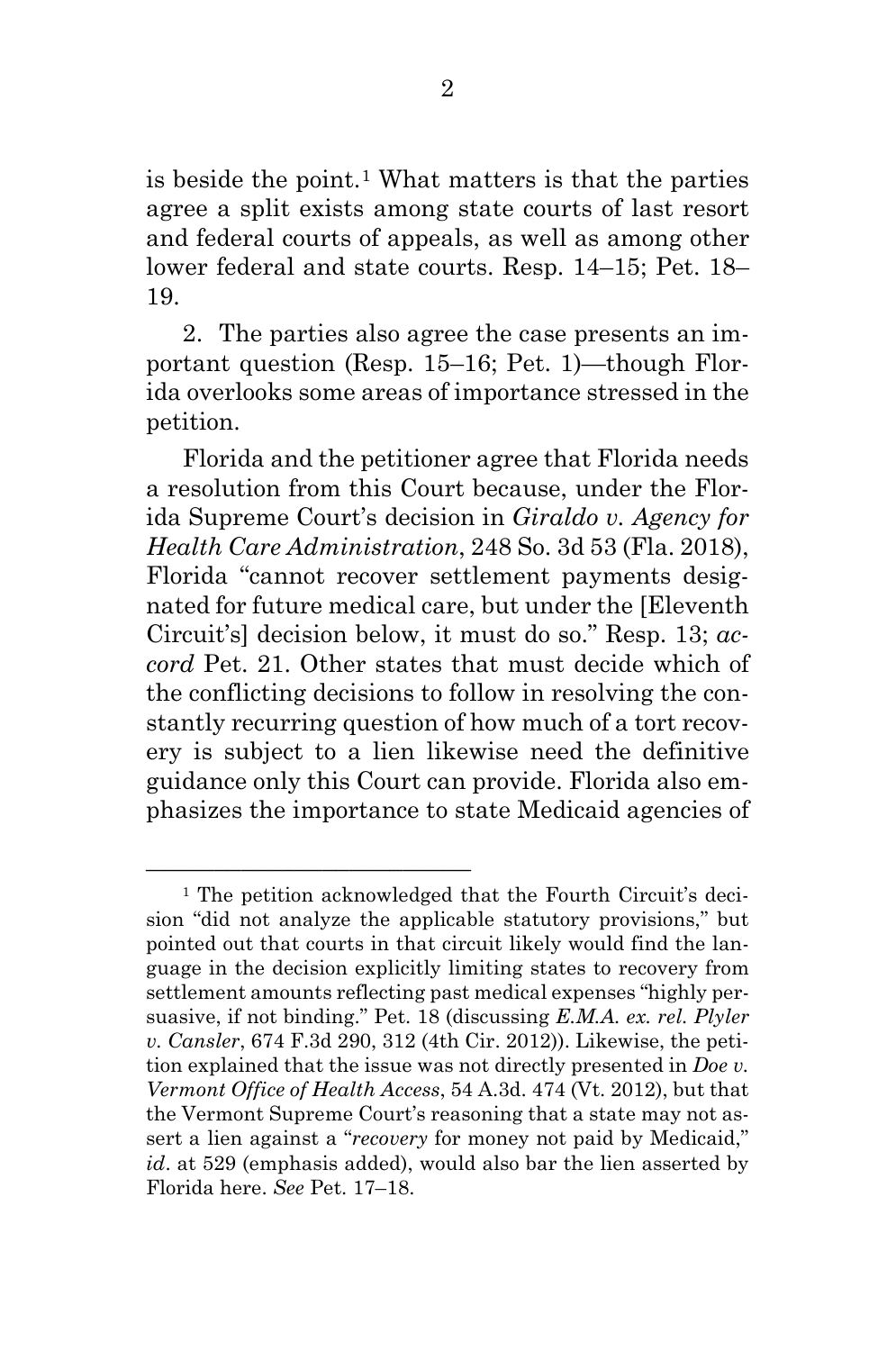is beside the point.[1] What matters is that the parties agree a split exists among state courts of last resort and federal courts of appeals, as well as among other lower federal and state courts. Resp. 14–15; Pet. 18–19.

2. The parties also agree the case presents an important question (Resp. 15–16; Pet. 1)—though Florida overlooks some areas of importance stressed in the petition.

Florida and the petitioner agree that Florida needs a resolution from this Court because, under the Florida Supreme Court's decision in *Giraldo v. Agency for Health Care Administration*, 248 So. 3d 53 (Fla. 2018), Florida "cannot recover settlement payments designated for future medical care, but under the [Eleventh Circuit's] decision below, it must do so." Resp. 13; *accord* Pet. 21. Other states that must decide which of the conflicting decisions to follow in resolving the constantly recurring question of how much of a tort recovery is subject to a lien likewise need the definitive guidance only this Court can provide. Florida also emphasizes the importance to state Medicaid agencies of

---

[1] The petition acknowledged that the Fourth Circuit's decision "did not analyze the applicable statutory provisions," but pointed out that courts in that circuit likely would find the language in the decision explicitly limiting states to recovery from settlement amounts reflecting past medical expenses "highly persuasive, if not binding." Pet. 18 (discussing *E.M.A. ex. rel. Plyler v. Cansler*, 674 F.3d 290, 312 (4th Cir. 2012)). Likewise, the petition explained that the issue was not directly presented in *Doe v. Vermont Office of Health Access*, 54 A.3d. 474 (Vt. 2012), but that the Vermont Supreme Court's reasoning that a state may not assert a lien against a "*recovery* for money not paid by Medicaid," *id*. at 529 (emphasis added), would also bar the lien asserted by Florida here. *See* Pet. 17–18.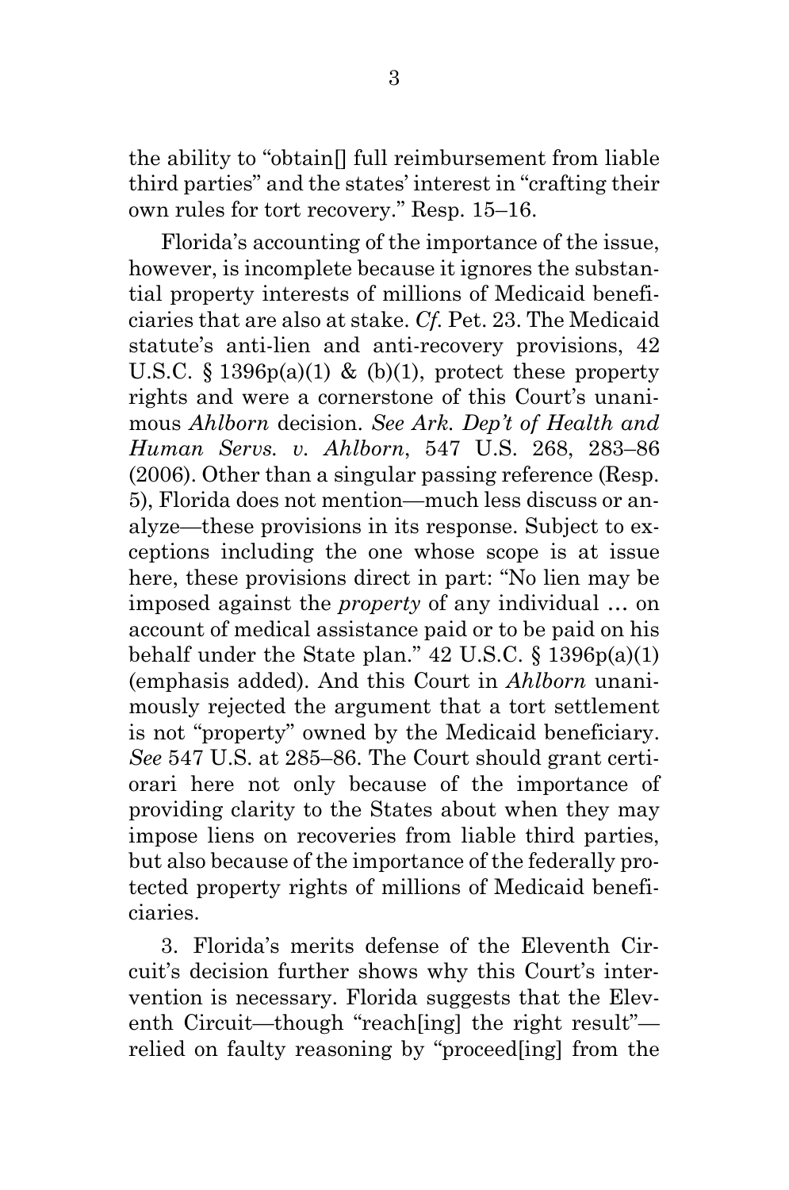the ability to "obtain[] full reimbursement from liable third parties" and the states' interest in "crafting their own rules for tort recovery." Resp. 15–16.

Florida's accounting of the importance of the issue, however, is incomplete because it ignores the substantial property interests of millions of Medicaid beneficiaries that are also at stake. *Cf.* Pet. 23. The Medicaid statute's anti-lien and anti-recovery provisions, 42 U.S.C. § 1396p(a)(1) & (b)(1), protect these property rights and were a cornerstone of this Court's unanimous *Ahlborn* decision. *See Ark. Dep't of Health and Human Servs. v. Ahlborn*, 547 U.S. 268, 283–86 (2006). Other than a singular passing reference (Resp. 5), Florida does not mention—much less discuss or analyze—these provisions in its response. Subject to exceptions including the one whose scope is at issue here, these provisions direct in part: "No lien may be imposed against the *property* of any individual … on account of medical assistance paid or to be paid on his behalf under the State plan." 42 U.S.C. § 1396p(a)(1) (emphasis added). And this Court in *Ahlborn* unanimously rejected the argument that a tort settlement is not "property" owned by the Medicaid beneficiary. *See* 547 U.S. at 285–86. The Court should grant certiorari here not only because of the importance of providing clarity to the States about when they may impose liens on recoveries from liable third parties, but also because of the importance of the federally protected property rights of millions of Medicaid beneficiaries.

3. Florida's merits defense of the Eleventh Circuit's decision further shows why this Court's intervention is necessary. Florida suggests that the Eleventh Circuit—though "reach[ing] the right result"—relied on faulty reasoning by "proceed[ing] from the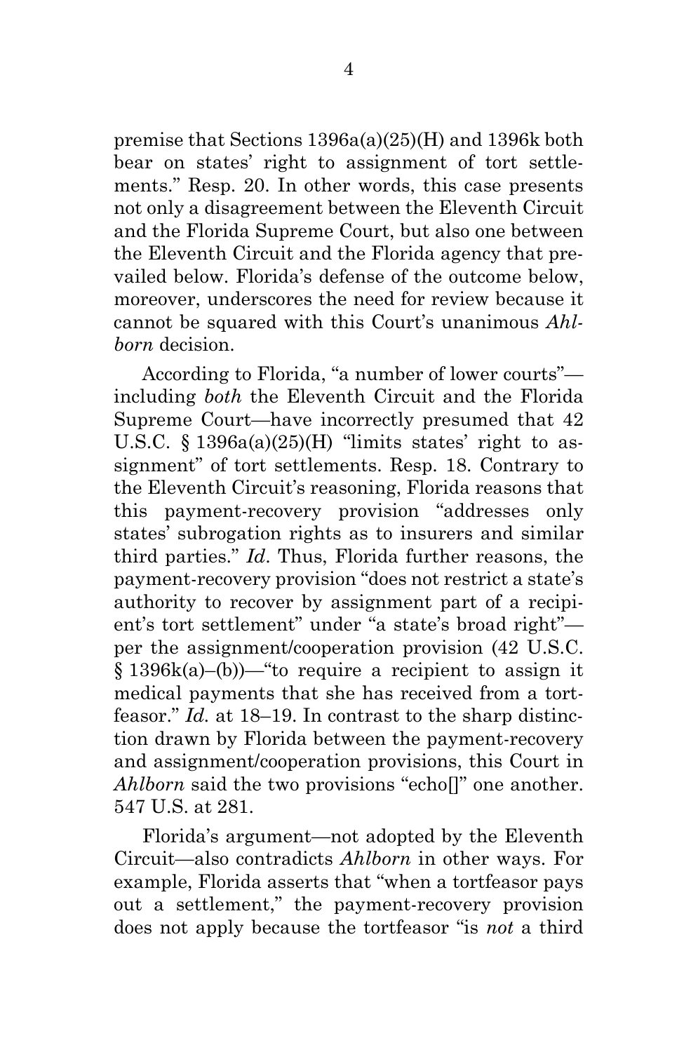premise that Sections 1396a(a)(25)(H) and 1396k both bear on states' right to assignment of tort settlements." Resp. 20. In other words, this case presents not only a disagreement between the Eleventh Circuit and the Florida Supreme Court, but also one between the Eleventh Circuit and the Florida agency that prevailed below. Florida's defense of the outcome below, moreover, underscores the need for review because it cannot be squared with this Court's unanimous *Ahlborn* decision.

According to Florida, "a number of lower courts"—including *both* the Eleventh Circuit and the Florida Supreme Court—have incorrectly presumed that 42 U.S.C. § 1396a(a)(25)(H) "limits states' right to assignment" of tort settlements. Resp. 18. Contrary to the Eleventh Circuit's reasoning, Florida reasons that this payment-recovery provision "addresses only states' subrogation rights as to insurers and similar third parties." *Id.* Thus, Florida further reasons, the payment-recovery provision "does not restrict a state's authority to recover by assignment part of a recipient's tort settlement" under "a state's broad right"—per the assignment/cooperation provision (42 U.S.C. § 1396k(a)–(b))—"to require a recipient to assign it medical payments that she has received from a tortfeasor." *Id.* at 18–19. In contrast to the sharp distinction drawn by Florida between the payment-recovery and assignment/cooperation provisions, this Court in *Ahlborn* said the two provisions "echo[]" one another. 547 U.S. at 281.

Florida's argument—not adopted by the Eleventh Circuit—also contradicts *Ahlborn* in other ways. For example, Florida asserts that "when a tortfeasor pays out a settlement," the payment-recovery provision does not apply because the tortfeasor "is *not* a third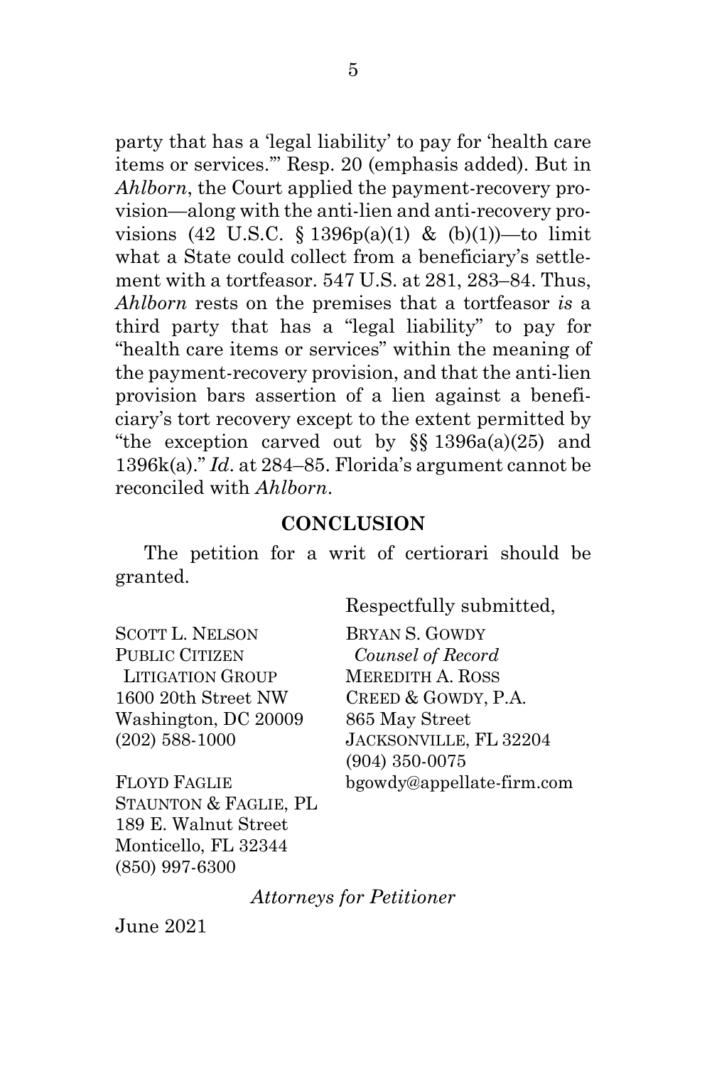party that has a 'legal liability' to pay for 'health care items or services.'" Resp. 20 (emphasis added). But in *Ahlborn*, the Court applied the payment-recovery provision—along with the anti-lien and anti-recovery provisions (42 U.S.C. § 1396p(a)(1) & (b)(1))—to limit what a State could collect from a beneficiary's settlement with a tortfeasor. 547 U.S. at 281, 283–84. Thus, *Ahlborn* rests on the premises that a tortfeasor *is* a third party that has a "legal liability" to pay for "health care items or services" within the meaning of the payment-recovery provision, and that the anti-lien provision bars assertion of a lien against a beneficiary's tort recovery except to the extent permitted by "the exception carved out by §§ 1396a(a)(25) and 1396k(a)." *Id*. at 284–85. Florida's argument cannot be reconciled with *Ahlborn*.

## CONCLUSION

The petition for a writ of certiorari should be granted.

Respectfully submitted,

BRYAN S. GOWDY
*Counsel of Record*
MEREDITH A. ROSS
CREED & GOWDY, P.A.
865 May Street
JACKSONVILLE, FL 32204
(904) 350-0075
bgowdy@appellate-firm.com

SCOTT L. NELSON
PUBLIC CITIZEN
LITIGATION GROUP
1600 20th Street NW
Washington, DC 20009
(202) 588-1000

FLOYD FAGLIE
STAUNTON & FAGLIE, PL
189 E. Walnut Street
Monticello, FL 32344
(850) 997-6300

*Attorneys for Petitioner*

June 2021